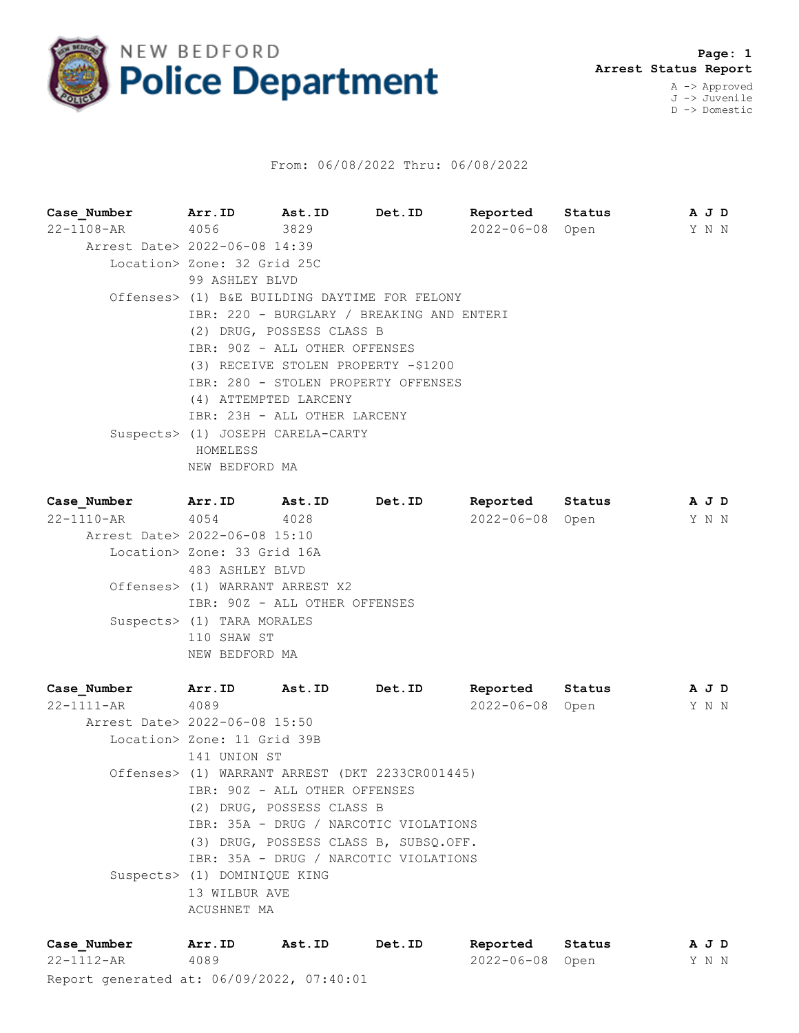# NEW BEDFORD Police Department

**Arrest Status Report**

A -> Approved
J -> Juvenile
D -> Domestic

From: 06/08/2022 Thru: 06/08/2022

| Case_Number | Arr.ID | Ast.ID | Det.ID | Reported | Status | A | J | D |
|---|---|---|---|---|---|---|---|---|
| 22-1108-AR | 4056 | 3829 | | 2022-06-08 | Open | Y | N | N |

Arrest Date> 2022-06-08 14:39
Location> Zone: 32 Grid 25C
99 ASHLEY BLVD
Offenses> (1) B&E BUILDING DAYTIME FOR FELONY
IBR: 220 - BURGLARY / BREAKING AND ENTERI
(2) DRUG, POSSESS CLASS B
IBR: 90Z - ALL OTHER OFFENSES
(3) RECEIVE STOLEN PROPERTY -$1200
IBR: 280 - STOLEN PROPERTY OFFENSES
(4) ATTEMPTED LARCENY
IBR: 23H - ALL OTHER LARCENY
Suspects> (1) JOSEPH CARELA-CARTY
HOMELESS
NEW BEDFORD MA

| Case_Number | Arr.ID | Ast.ID | Det.ID | Reported | Status | A | J | D |
|---|---|---|---|---|---|---|---|---|
| 22-1110-AR | 4054 | 4028 | | 2022-06-08 | Open | Y | N | N |

Arrest Date> 2022-06-08 15:10
Location> Zone: 33 Grid 16A
483 ASHLEY BLVD
Offenses> (1) WARRANT ARREST X2
IBR: 90Z - ALL OTHER OFFENSES
Suspects> (1) TARA MORALES
110 SHAW ST
NEW BEDFORD MA

| Case_Number | Arr.ID | Ast.ID | Det.ID | Reported | Status | A | J | D |
|---|---|---|---|---|---|---|---|---|
| 22-1111-AR | 4089 | | | 2022-06-08 | Open | Y | N | N |

Arrest Date> 2022-06-08 15:50
Location> Zone: 11 Grid 39B
141 UNION ST
Offenses> (1) WARRANT ARREST (DKT 2233CR001445)
IBR: 90Z - ALL OTHER OFFENSES
(2) DRUG, POSSESS CLASS B
IBR: 35A - DRUG / NARCOTIC VIOLATIONS
(3) DRUG, POSSESS CLASS B, SUBSQ.OFF.
IBR: 35A - DRUG / NARCOTIC VIOLATIONS
Suspects> (1) DOMINIQUE KING
13 WILBUR AVE
ACUSHNET MA

| Case_Number | Arr.ID | Ast.ID | Det.ID | Reported | Status | A | J | D |
|---|---|---|---|---|---|---|---|---|
| 22-1112-AR | 4089 | | | 2022-06-08 | Open | Y | N | N |

Report generated at: 06/09/2022, 07:40:01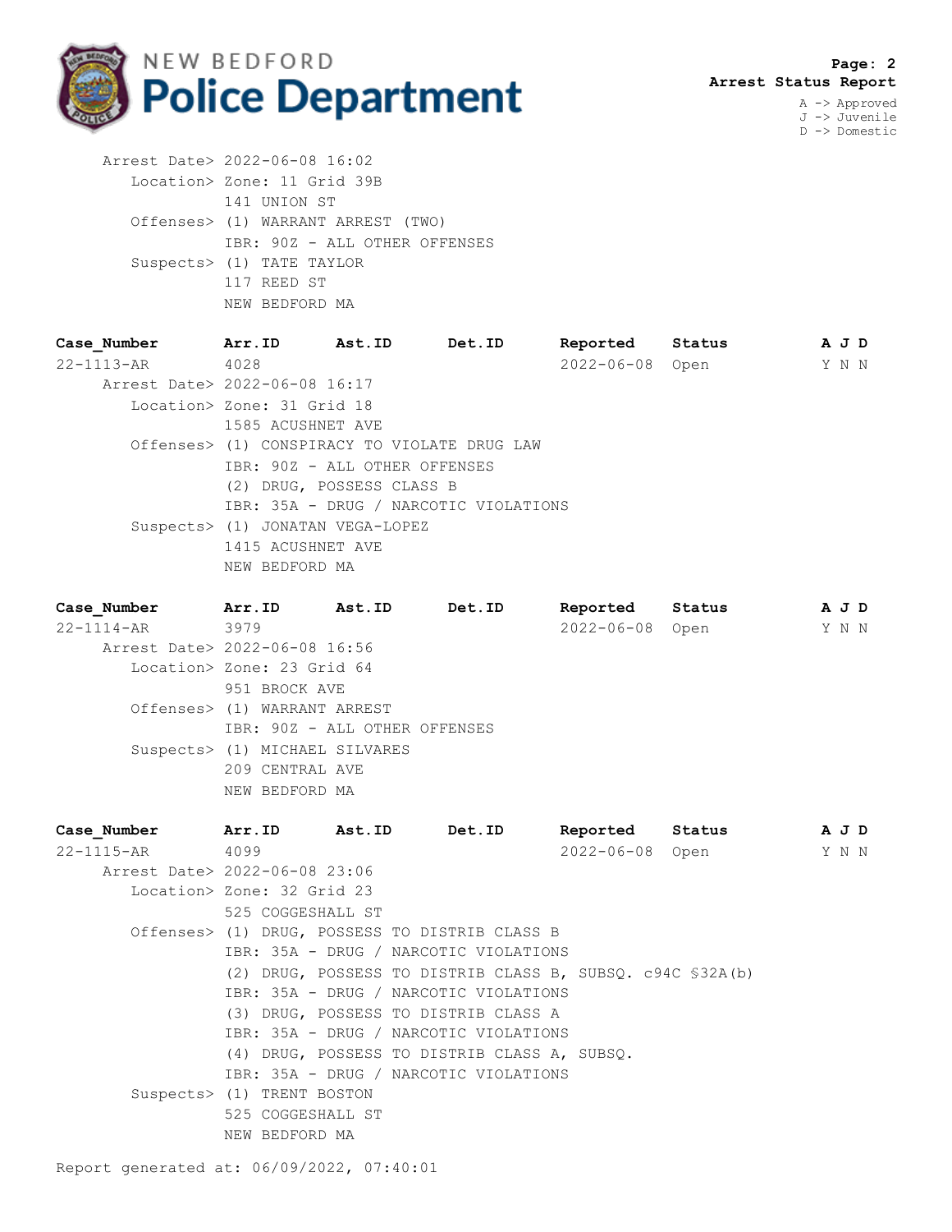Arrest Date> 2022-06-08 16:02
Location> Zone: 11 Grid 39B
141 UNION ST
Offenses> (1) WARRANT ARREST (TWO)
IBR: 90Z - ALL OTHER OFFENSES
Suspects> (1) TATE TAYLOR
117 REED ST
NEW BEDFORD MA

| Case_Number | Arr.ID | Ast.ID | Det.ID | Reported | Status | A | J | D |
|---|---|---|---|---|---|---|---|---|
| 22-1113-AR | 4028 | | | 2022-06-08 | Open | Y | N | N |

Arrest Date> 2022-06-08 16:17
Location> Zone: 31 Grid 18
1585 ACUSHNET AVE
Offenses> (1) CONSPIRACY TO VIOLATE DRUG LAW
IBR: 90Z - ALL OTHER OFFENSES
(2) DRUG, POSSESS CLASS B
IBR: 35A - DRUG / NARCOTIC VIOLATIONS
Suspects> (1) JONATAN VEGA-LOPEZ
1415 ACUSHNET AVE
NEW BEDFORD MA

| Case_Number | Arr.ID | Ast.ID | Det.ID | Reported | Status | A | J | D |
|---|---|---|---|---|---|---|---|---|
| 22-1114-AR | 3979 | | | 2022-06-08 | Open | Y | N | N |

Arrest Date> 2022-06-08 16:56
Location> Zone: 23 Grid 64
951 BROCK AVE
Offenses> (1) WARRANT ARREST
IBR: 90Z - ALL OTHER OFFENSES
Suspects> (1) MICHAEL SILVARES
209 CENTRAL AVE
NEW BEDFORD MA

| Case_Number | Arr.ID | Ast.ID | Det.ID | Reported | Status | A | J | D |
|---|---|---|---|---|---|---|---|---|
| 22-1115-AR | 4099 | | | 2022-06-08 | Open | Y | N | N |

Arrest Date> 2022-06-08 23:06
Location> Zone: 32 Grid 23
525 COGGESHALL ST
Offenses> (1) DRUG, POSSESS TO DISTRIB CLASS B
IBR: 35A - DRUG / NARCOTIC VIOLATIONS
(2) DRUG, POSSESS TO DISTRIB CLASS B, SUBSQ. c94C §32A(b)
IBR: 35A - DRUG / NARCOTIC VIOLATIONS
(3) DRUG, POSSESS TO DISTRIB CLASS A
IBR: 35A - DRUG / NARCOTIC VIOLATIONS
(4) DRUG, POSSESS TO DISTRIB CLASS A, SUBSQ.
IBR: 35A - DRUG / NARCOTIC VIOLATIONS
Suspects> (1) TRENT BOSTON
525 COGGESHALL ST
NEW BEDFORD MA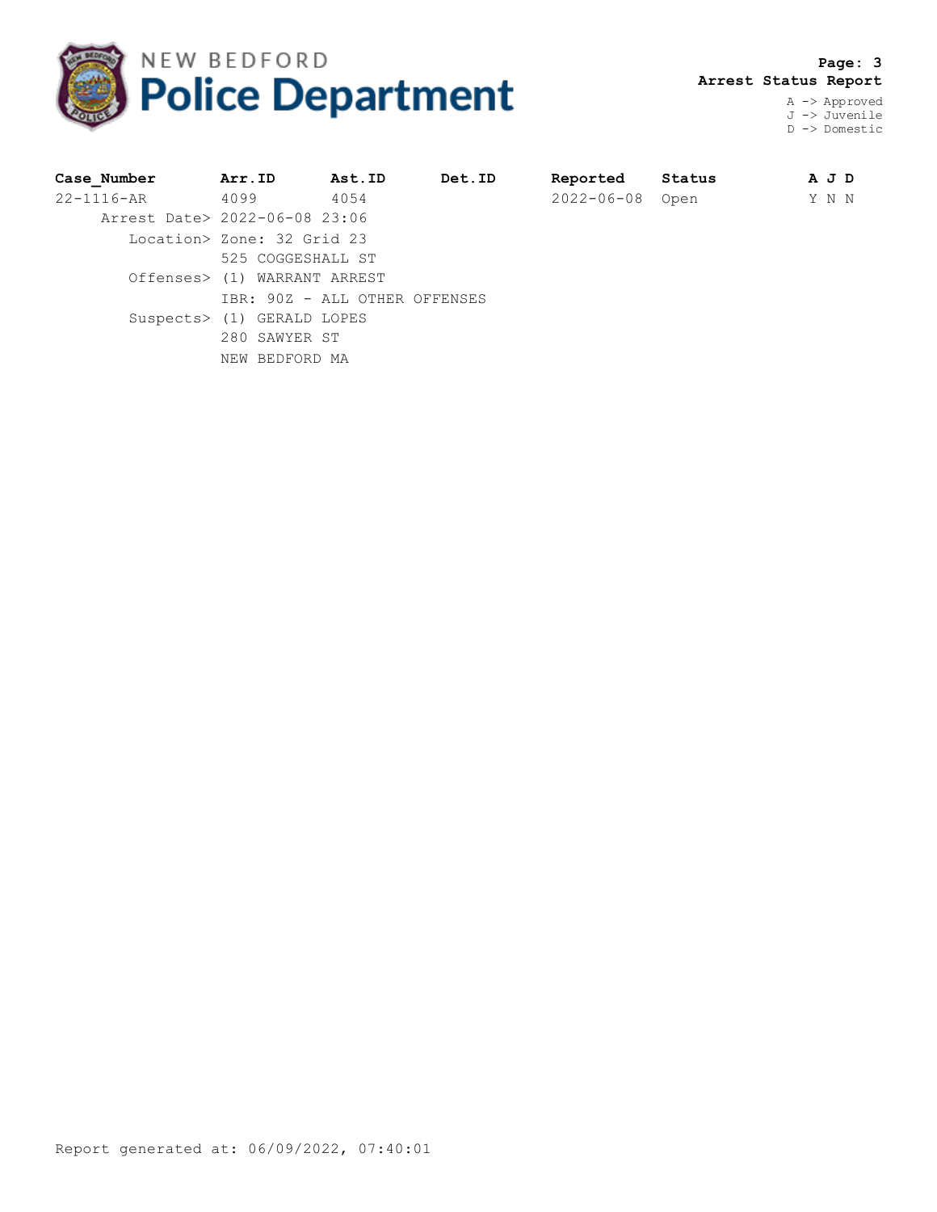# NEW BEDFORD Police Department

**Arrest Status Report**

A -> Approved
J -> Juvenile
D -> Domestic

| Case_Number | Arr.ID | Ast.ID | Det.ID | Reported | Status | A | J | D |
|---|---|---|---|---|---|---|---|---|
| 22-1116-AR | 4099 | 4054 | | 2022-06-08 | Open | Y | N | N |

Arrest Date> 2022-06-08 23:06

Location> Zone: 32 Grid 23
525 COGGESHALL ST

Offenses> (1) WARRANT ARREST
IBR: 90Z - ALL OTHER OFFENSES

Suspects> (1) GERALD LOPES
280 SAWYER ST
NEW BEDFORD MA

Report generated at: 06/09/2022, 07:40:01